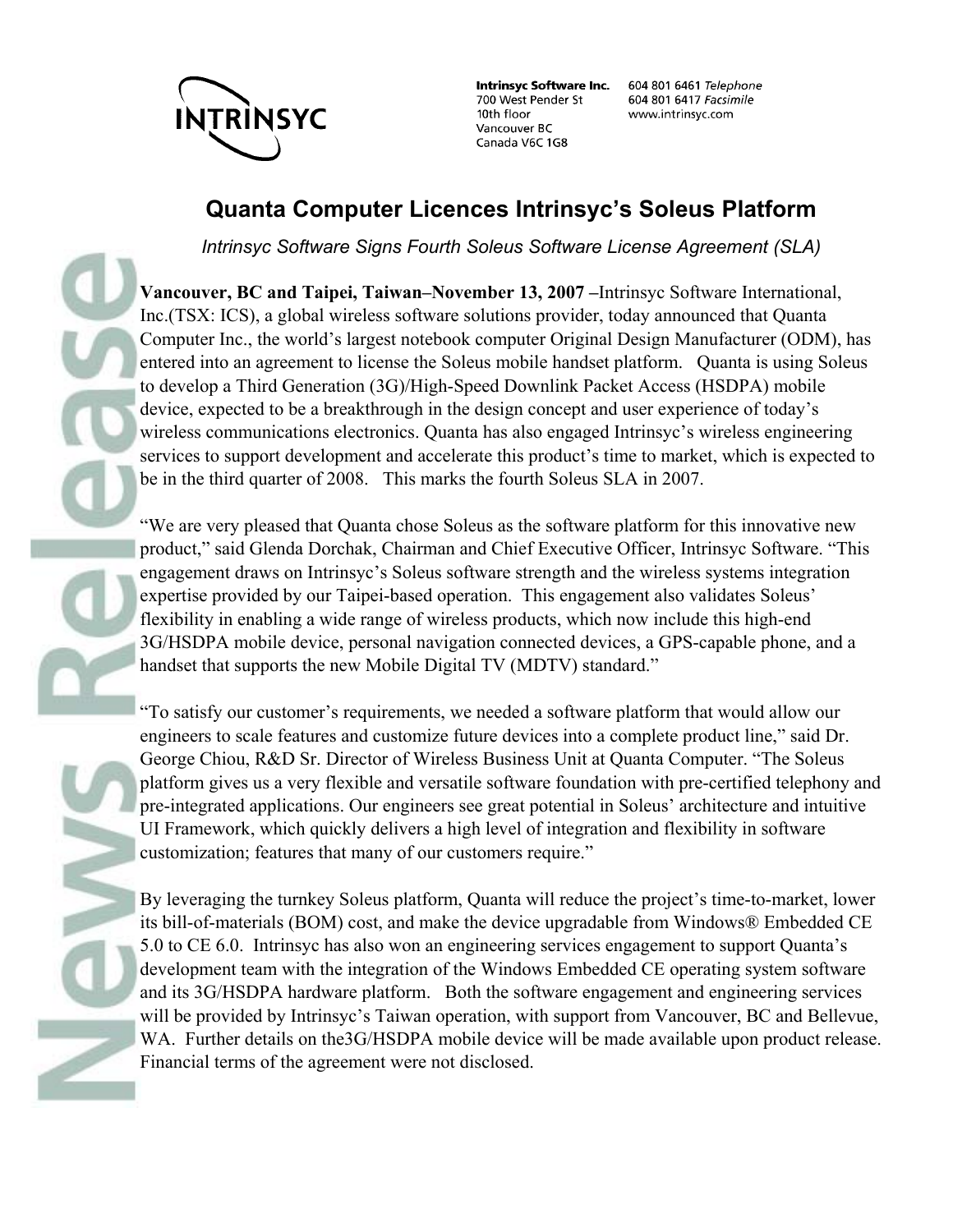**Intrinsyc Software Inc.**
700 West Pender St
10th floor
Vancouver BC
Canada V6C 1G8

604 801 6461 *Telephone*
604 801 6417 *Facsimile*
www.intrinsyc.com

# Quanta Computer Licences Intrinsyc's Soleus Platform

*Intrinsyc Software Signs Fourth Soleus Software License Agreement (SLA)*

**Vancouver, BC and Taipei, Taiwan–November 13, 2007 –**Intrinsyc Software International, Inc.(TSX: ICS), a global wireless software solutions provider, today announced that Quanta Computer Inc., the world's largest notebook computer Original Design Manufacturer (ODM), has entered into an agreement to license the Soleus mobile handset platform. Quanta is using Soleus to develop a Third Generation (3G)/High-Speed Downlink Packet Access (HSDPA) mobile device, expected to be a breakthrough in the design concept and user experience of today's wireless communications electronics. Quanta has also engaged Intrinsyc's wireless engineering services to support development and accelerate this product's time to market, which is expected to be in the third quarter of 2008. This marks the fourth Soleus SLA in 2007.

"We are very pleased that Quanta chose Soleus as the software platform for this innovative new product," said Glenda Dorchak, Chairman and Chief Executive Officer, Intrinsyc Software. "This engagement draws on Intrinsyc's Soleus software strength and the wireless systems integration expertise provided by our Taipei-based operation. This engagement also validates Soleus' flexibility in enabling a wide range of wireless products, which now include this high-end 3G/HSDPA mobile device, personal navigation connected devices, a GPS-capable phone, and a handset that supports the new Mobile Digital TV (MDTV) standard."

"To satisfy our customer's requirements, we needed a software platform that would allow our engineers to scale features and customize future devices into a complete product line," said Dr. George Chiou, R&D Sr. Director of Wireless Business Unit at Quanta Computer. "The Soleus platform gives us a very flexible and versatile software foundation with pre-certified telephony and pre-integrated applications. Our engineers see great potential in Soleus' architecture and intuitive UI Framework, which quickly delivers a high level of integration and flexibility in software customization; features that many of our customers require."

By leveraging the turnkey Soleus platform, Quanta will reduce the project's time-to-market, lower its bill-of-materials (BOM) cost, and make the device upgradable from Windows® Embedded CE 5.0 to CE 6.0. Intrinsyc has also won an engineering services engagement to support Quanta's development team with the integration of the Windows Embedded CE operating system software and its 3G/HSDPA hardware platform. Both the software engagement and engineering services will be provided by Intrinsyc's Taiwan operation, with support from Vancouver, BC and Bellevue, WA. Further details on the3G/HSDPA mobile device will be made available upon product release. Financial terms of the agreement were not disclosed.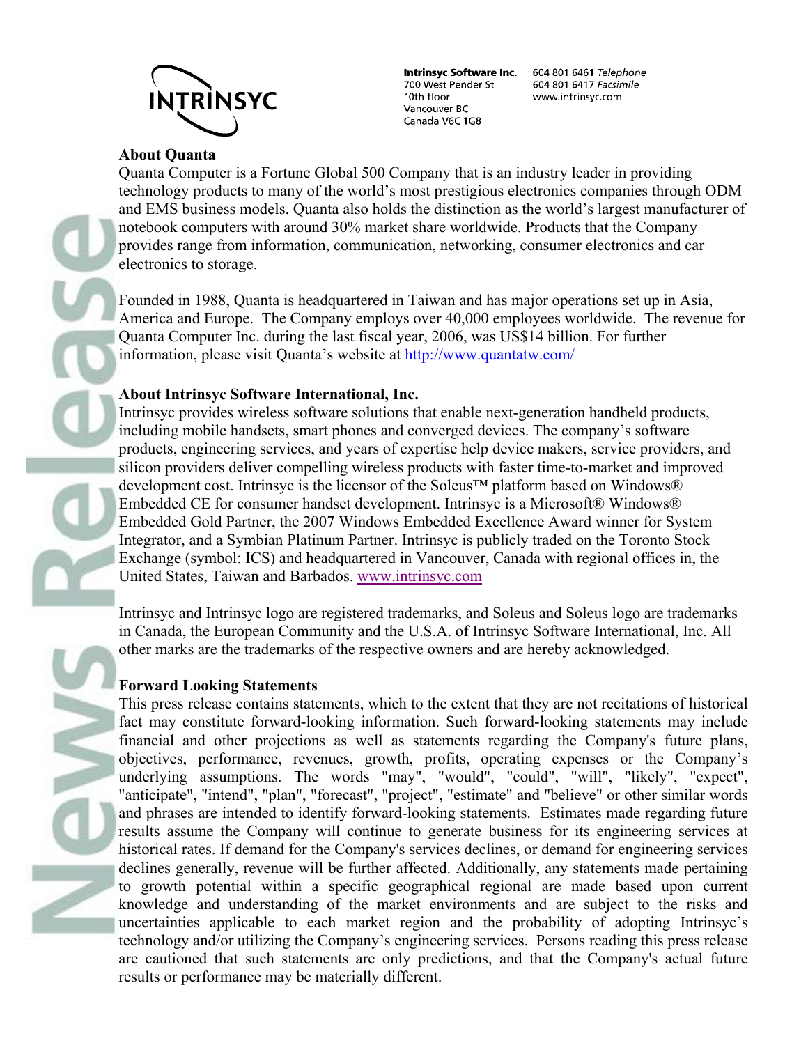## About Quanta

Quanta Computer is a Fortune Global 500 Company that is an industry leader in providing technology products to many of the world's most prestigious electronics companies through ODM and EMS business models. Quanta also holds the distinction as the world's largest manufacturer of notebook computers with around 30% market share worldwide. Products that the Company provides range from information, communication, networking, consumer electronics and car electronics to storage.

Founded in 1988, Quanta is headquartered in Taiwan and has major operations set up in Asia, America and Europe. The Company employs over 40,000 employees worldwide. The revenue for Quanta Computer Inc. during the last fiscal year, 2006, was US$14 billion. For further information, please visit Quanta's website at http://www.quantatw.com/

## About Intrinsyc Software International, Inc.

Intrinsyc provides wireless software solutions that enable next-generation handheld products, including mobile handsets, smart phones and converged devices. The company's software products, engineering services, and years of expertise help device makers, service providers, and silicon providers deliver compelling wireless products with faster time-to-market and improved development cost. Intrinsyc is the licensor of the Soleus™ platform based on Windows® Embedded CE for consumer handset development. Intrinsyc is a Microsoft® Windows® Embedded Gold Partner, the 2007 Windows Embedded Excellence Award winner for System Integrator, and a Symbian Platinum Partner. Intrinsyc is publicly traded on the Toronto Stock Exchange (symbol: ICS) and headquartered in Vancouver, Canada with regional offices in, the United States, Taiwan and Barbados. www.intrinsyc.com

Intrinsyc and Intrinsyc logo are registered trademarks, and Soleus and Soleus logo are trademarks in Canada, the European Community and the U.S.A. of Intrinsyc Software International, Inc. All other marks are the trademarks of the respective owners and are hereby acknowledged.

## Forward Looking Statements

This press release contains statements, which to the extent that they are not recitations of historical fact may constitute forward-looking information. Such forward-looking statements may include financial and other projections as well as statements regarding the Company's future plans, objectives, performance, revenues, growth, profits, operating expenses or the Company's underlying assumptions. The words "may", "would", "could", "will", "likely", "expect", "anticipate", "intend", "plan", "forecast", "project", "estimate" and "believe" or other similar words and phrases are intended to identify forward-looking statements. Estimates made regarding future results assume the Company will continue to generate business for its engineering services at historical rates. If demand for the Company's services declines, or demand for engineering services declines generally, revenue will be further affected. Additionally, any statements made pertaining to growth potential within a specific geographical regional are made based upon current knowledge and understanding of the market environments and are subject to the risks and uncertainties applicable to each market region and the probability of adopting Intrinsyc's technology and/or utilizing the Company's engineering services. Persons reading this press release are cautioned that such statements are only predictions, and that the Company's actual future results or performance may be materially different.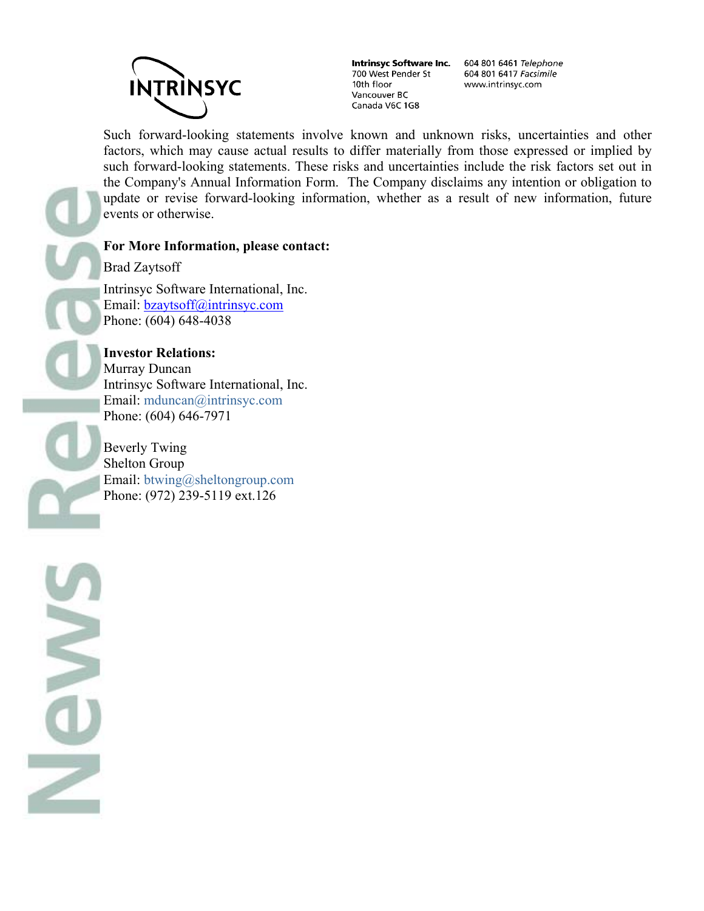Such forward-looking statements involve known and unknown risks, uncertainties and other factors, which may cause actual results to differ materially from those expressed or implied by such forward-looking statements. These risks and uncertainties include the risk factors set out in the Company's Annual Information Form. The Company disclaims any intention or obligation to update or revise forward-looking information, whether as a result of new information, future events or otherwise.

**For More Information, please contact:**

Brad Zaytsoff

Intrinsyc Software International, Inc.
Email: bzaytsoff@intrinsyc.com
Phone: (604) 648-4038

**Investor Relations:**
Murray Duncan
Intrinsyc Software International, Inc.
Email: mduncan@intrinsyc.com
Phone: (604) 646-7971

Beverly Twing
Shelton Group
Email: btwing@sheltongroup.com
Phone: (972) 239-5119 ext.126